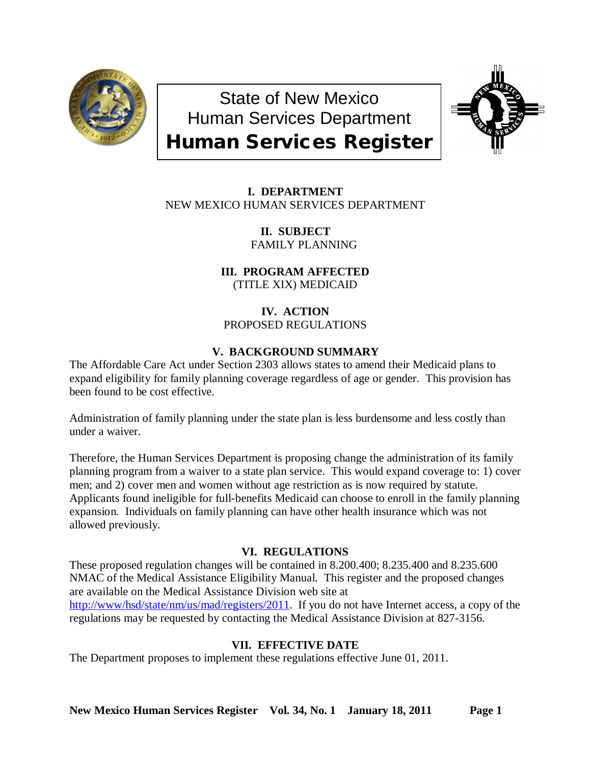# State of New Mexico
# Human Services Department
# Human Services Register

### I. DEPARTMENT
NEW MEXICO HUMAN SERVICES DEPARTMENT

### II. SUBJECT
FAMILY PLANNING

### III. PROGRAM AFFECTED
(TITLE XIX) MEDICAID

### IV. ACTION
PROPOSED REGULATIONS

### V. BACKGROUND SUMMARY
The Affordable Care Act under Section 2303 allows states to amend their Medicaid plans to expand eligibility for family planning coverage regardless of age or gender. This provision has been found to be cost effective.

Administration of family planning under the state plan is less burdensome and less costly than under a waiver.

Therefore, the Human Services Department is proposing change the administration of its family planning program from a waiver to a state plan service. This would expand coverage to: 1) cover men; and 2) cover men and women without age restriction as is now required by statute. Applicants found ineligible for full-benefits Medicaid can choose to enroll in the family planning expansion. Individuals on family planning can have other health insurance which was not allowed previously.

### VI. REGULATIONS
These proposed regulation changes will be contained in 8.200.400; 8.235.400 and 8.235.600 NMAC of the Medical Assistance Eligibility Manual. This register and the proposed changes are available on the Medical Assistance Division web site at http://www/hsd/state/nm/us/mad/registers/2011. If you do not have Internet access, a copy of the regulations may be requested by contacting the Medical Assistance Division at 827-3156.

### VII. EFFECTIVE DATE
The Department proposes to implement these regulations effective June 01, 2011.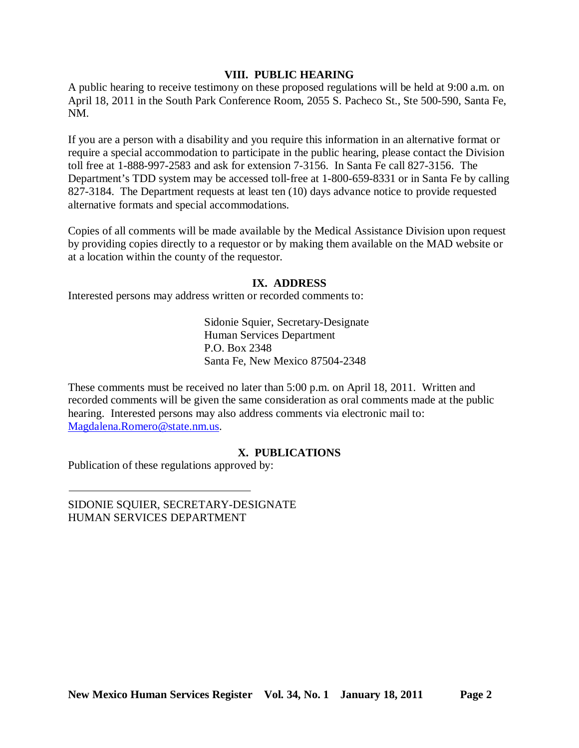## VIII. PUBLIC HEARING

A public hearing to receive testimony on these proposed regulations will be held at 9:00 a.m. on April 18, 2011 in the South Park Conference Room, 2055 S. Pacheco St., Ste 500-590, Santa Fe, NM.

If you are a person with a disability and you require this information in an alternative format or require a special accommodation to participate in the public hearing, please contact the Division toll free at 1-888-997-2583 and ask for extension 7-3156. In Santa Fe call 827-3156. The Department's TDD system may be accessed toll-free at 1-800-659-8331 or in Santa Fe by calling 827-3184. The Department requests at least ten (10) days advance notice to provide requested alternative formats and special accommodations.

Copies of all comments will be made available by the Medical Assistance Division upon request by providing copies directly to a requestor or by making them available on the MAD website or at a location within the county of the requestor.

## IX. ADDRESS

Interested persons may address written or recorded comments to:

> Sidonie Squier, Secretary-Designate
> Human Services Department
> P.O. Box 2348
> Santa Fe, New Mexico 87504-2348

These comments must be received no later than 5:00 p.m. on April 18, 2011. Written and recorded comments will be given the same consideration as oral comments made at the public hearing. Interested persons may also address comments via electronic mail to: Magdalena.Romero@state.nm.us.

## X. PUBLICATIONS

Publication of these regulations approved by:

\_\_\_\_\_\_\_\_\_\_\_\_\_\_\_\_\_\_\_\_\_\_\_\_\_\_\_\_\_\_\_\_\_\_

SIDONIE SQUIER, SECRETARY-DESIGNATE
HUMAN SERVICES DEPARTMENT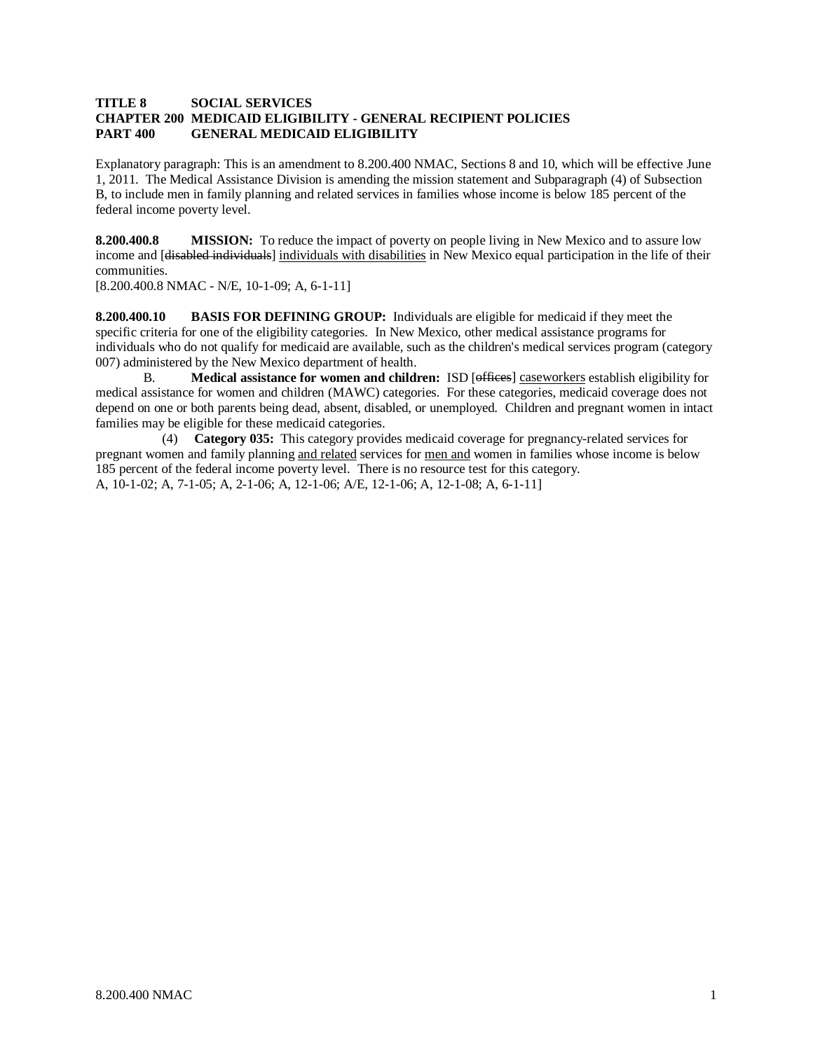**TITLE 8 SOCIAL SERVICES**
**CHAPTER 200 MEDICAID ELIGIBILITY - GENERAL RECIPIENT POLICIES**
**PART 400 GENERAL MEDICAID ELIGIBILITY**

Explanatory paragraph: This is an amendment to 8.200.400 NMAC, Sections 8 and 10, which will be effective June 1, 2011. The Medical Assistance Division is amending the mission statement and Subparagraph (4) of Subsection B, to include men in family planning and related services in families whose income is below 185 percent of the federal income poverty level.

**8.200.400.8 MISSION:** To reduce the impact of poverty on people living in New Mexico and to assure low income and [~~disabled individuals~~] <u>individuals with disabilities</u> in New Mexico equal participation in the life of their communities.
[8.200.400.8 NMAC - N/E, 10-1-09; A, 6-1-11]

**8.200.400.10 BASIS FOR DEFINING GROUP:** Individuals are eligible for medicaid if they meet the specific criteria for one of the eligibility categories. In New Mexico, other medical assistance programs for individuals who do not qualify for medicaid are available, such as the children's medical services program (category 007) administered by the New Mexico department of health.

B. **Medical assistance for women and children:** ISD [~~offices~~] <u>caseworkers</u> establish eligibility for medical assistance for women and children (MAWC) categories. For these categories, medicaid coverage does not depend on one or both parents being dead, absent, disabled, or unemployed. Children and pregnant women in intact families may be eligible for these medicaid categories.

(4) **Category 035:** This category provides medicaid coverage for pregnancy-related services for pregnant women and family planning <u>and related</u> services for <u>men and</u> women in families whose income is below 185 percent of the federal income poverty level. There is no resource test for this category.
A, 10-1-02; A, 7-1-05; A, 2-1-06; A, 12-1-06; A/E, 12-1-06; A, 12-1-08; A, 6-1-11]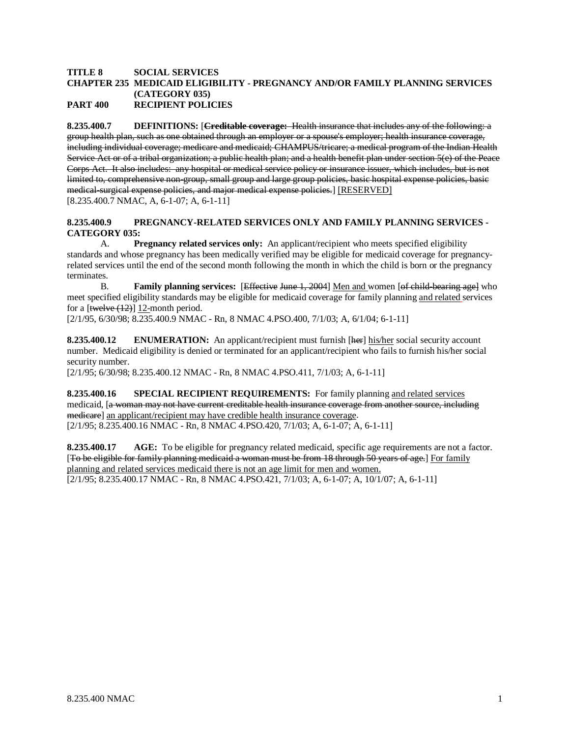**TITLE 8 SOCIAL SERVICES**
**CHAPTER 235 MEDICAID ELIGIBILITY - PREGNANCY AND/OR FAMILY PLANNING SERVICES (CATEGORY 035)**
**PART 400 RECIPIENT POLICIES**

**8.235.400.7 DEFINITIONS:** [~~**Creditable coverage:** Health insurance that includes any of the following: a group health plan, such as one obtained through an employer or a spouse's employer; health insurance coverage, including individual coverage; medicare and medicaid; CHAMPUS/tricare; a medical program of the Indian Health Service Act or of a tribal organization; a public health plan; and a health benefit plan under section 5(e) of the Peace Corps Act. It also includes: any hospital or medical service policy or insurance issuer, which includes, but is not limited to, comprehensive non-group, small group and large group policies, basic hospital expense policies, basic medical-surgical expense policies, and major medical expense policies.~~] <u>[RESERVED]</u>
[8.235.400.7 NMAC, A, 6-1-07; A, 6-1-11]

**8.235.400.9 PREGNANCY-RELATED SERVICES ONLY AND FAMILY PLANNING SERVICES - CATEGORY 035:**

A. **Pregnancy related services only:** An applicant/recipient who meets specified eligibility standards and whose pregnancy has been medically verified may be eligible for medicaid coverage for pregnancy-related services until the end of the second month following the month in which the child is born or the pregnancy terminates.

B. **Family planning services:** [~~Effective June 1, 2004~~] <u>Men and</u> women [~~of child-bearing age~~] who meet specified eligibility standards may be eligible for medicaid coverage for family planning <u>and related</u> services for a [~~twelve (12)~~] <u>12-</u>month period.
[2/1/95, 6/30/98; 8.235.400.9 NMAC - Rn, 8 NMAC 4.PSO.400, 7/1/03; A, 6/1/04; 6-1-11]

**8.235.400.12 ENUMERATION:** An applicant/recipient must furnish [~~her~~] <u>his/her</u> social security account number. Medicaid eligibility is denied or terminated for an applicant/recipient who fails to furnish his/her social security number.
[2/1/95; 6/30/98; 8.235.400.12 NMAC - Rn, 8 NMAC 4.PSO.411, 7/1/03; A, 6-1-11]

**8.235.400.16 SPECIAL RECIPIENT REQUIREMENTS:** For family planning <u>and related services</u> medicaid, [~~a woman may not have current creditable health insurance coverage from another source, including medicare~~] <u>an applicant/recipient may have credible health insurance coverage</u>.
[2/1/95; 8.235.400.16 NMAC - Rn, 8 NMAC 4.PSO.420, 7/1/03; A, 6-1-07; A, 6-1-11]

**8.235.400.17 AGE:** To be eligible for pregnancy related medicaid, specific age requirements are not a factor. [~~To be eligible for family planning medicaid a woman must be from 18 through 50 years of age.~~] <u>For family planning and related services medicaid there is not an age limit for men and women.</u>
[2/1/95; 8.235.400.17 NMAC - Rn, 8 NMAC 4.PSO.421, 7/1/03; A, 6-1-07; A, 10/1/07; A, 6-1-11]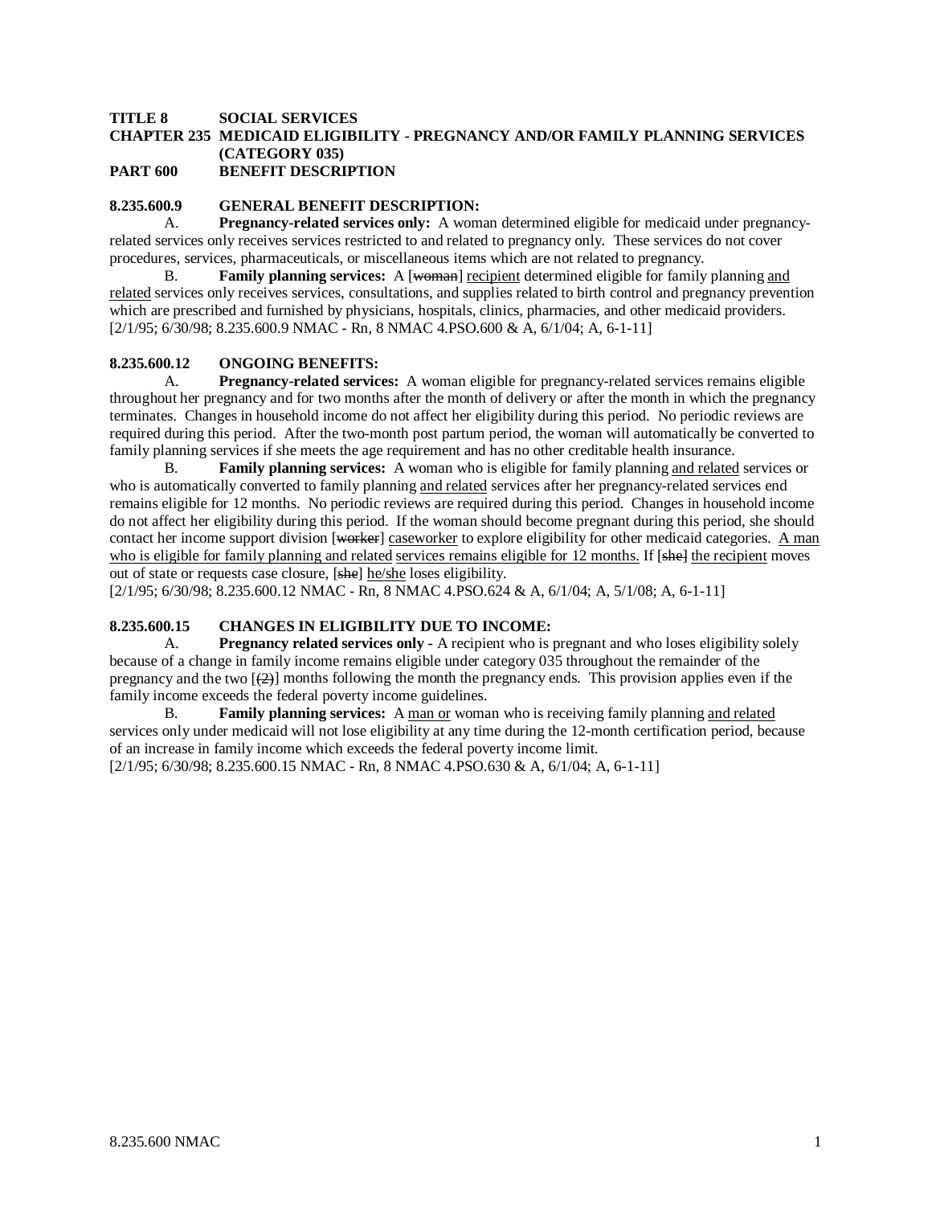**TITLE 8 SOCIAL SERVICES**
**CHAPTER 235 MEDICAID ELIGIBILITY - PREGNANCY AND/OR FAMILY PLANNING SERVICES (CATEGORY 035)**
**PART 600 BENEFIT DESCRIPTION**

**8.235.600.9 GENERAL BENEFIT DESCRIPTION:**

A. **Pregnancy-related services only:** A woman determined eligible for medicaid under pregnancy-related services only receives services restricted to and related to pregnancy only. These services do not cover procedures, services, pharmaceuticals, or miscellaneous items which are not related to pregnancy.

B. **Family planning services:** A [~~woman~~] recipient determined eligible for family planning and related services only receives services, consultations, and supplies related to birth control and pregnancy prevention which are prescribed and furnished by physicians, hospitals, clinics, pharmacies, and other medicaid providers.
[2/1/95; 6/30/98; 8.235.600.9 NMAC - Rn, 8 NMAC 4.PSO.600 & A, 6/1/04; A, 6-1-11]

**8.235.600.12 ONGOING BENEFITS:**

A. **Pregnancy-related services:** A woman eligible for pregnancy-related services remains eligible throughout her pregnancy and for two months after the month of delivery or after the month in which the pregnancy terminates. Changes in household income do not affect her eligibility during this period. No periodic reviews are required during this period. After the two-month post partum period, the woman will automatically be converted to family planning services if she meets the age requirement and has no other creditable health insurance.

B. **Family planning services:** A woman who is eligible for family planning and related services or who is automatically converted to family planning and related services after her pregnancy-related services end remains eligible for 12 months. No periodic reviews are required during this period. Changes in household income do not affect her eligibility during this period. If the woman should become pregnant during this period, she should contact her income support division [~~worker~~] caseworker to explore eligibility for other medicaid categories. A man who is eligible for family planning and related services remains eligible for 12 months. If [~~she~~] the recipient moves out of state or requests case closure, [~~she~~] he/she loses eligibility.
[2/1/95; 6/30/98; 8.235.600.12 NMAC - Rn, 8 NMAC 4.PSO.624 & A, 6/1/04; A, 5/1/08; A, 6-1-11]

**8.235.600.15 CHANGES IN ELIGIBILITY DUE TO INCOME:**

A. **Pregnancy related services only** - A recipient who is pregnant and who loses eligibility solely because of a change in family income remains eligible under category 035 throughout the remainder of the pregnancy and the two [~~(2)~~] months following the month the pregnancy ends. This provision applies even if the family income exceeds the federal poverty income guidelines.

B. **Family planning services:** A man or woman who is receiving family planning and related services only under medicaid will not lose eligibility at any time during the 12-month certification period, because of an increase in family income which exceeds the federal poverty income limit.
[2/1/95; 6/30/98; 8.235.600.15 NMAC - Rn, 8 NMAC 4.PSO.630 & A, 6/1/04; A, 6-1-11]